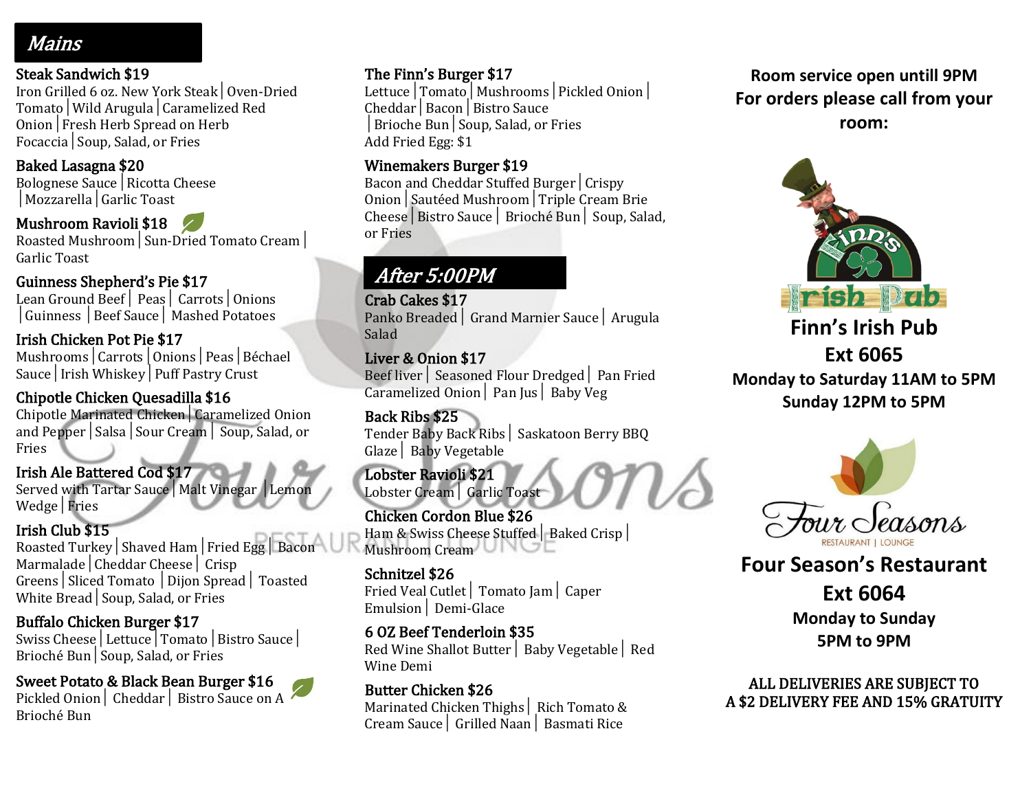## Mains

**Steak Sandwich $19**
Iron Grilled 6 oz. New York Steak | Oven-Dried Tomato | Wild Arugula | Caramelized Red Onion | Fresh Herb Spread on Herb Focaccia | Soup, Salad, or Fries

**Baked Lasagna $20**
Bolognese Sauce | Ricotta Cheese | Mozzarella | Garlic Toast

**Mushroom Ravioli $18**
Roasted Mushroom | Sun-Dried Tomato Cream | Garlic Toast

**Guinness Shepherd's Pie $17**
Lean Ground Beef | Peas | Carrots | Onions | Guinness | Beef Sauce | Mashed Potatoes

**Irish Chicken Pot Pie $17**
Mushrooms | Carrots | Onions | Peas | Béchael Sauce | Irish Whiskey | Puff Pastry Crust

**Chipotle Chicken Quesadilla $16**
Chipotle Marinated Chicken | Caramelized Onion and Pepper | Salsa | Sour Cream | Soup, Salad, or Fries

**Irish Ale Battered Cod $17**
Served with Tartar Sauce | Malt Vinegar | Lemon Wedge | Fries

**Irish Club $15**
Roasted Turkey | Shaved Ham | Fried Egg | Bacon Marmalade | Cheddar Cheese | Crisp Greens | Sliced Tomato | Dijon Spread | Toasted White Bread | Soup, Salad, or Fries

**Buffalo Chicken Burger $17**
Swiss Cheese | Lettuce | Tomato | Bistro Sauce | Brioché Bun | Soup, Salad, or Fries

**Sweet Potato & Black Bean Burger $16**
Pickled Onion | Cheddar | Bistro Sauce on A Brioché Bun

**The Finn's Burger $17**
Lettuce | Tomato | Mushrooms | Pickled Onion | Cheddar | Bacon | Bistro Sauce | Brioche Bun | Soup, Salad, or Fries
Add Fried Egg: $1

**Winemakers Burger $19**
Bacon and Cheddar Stuffed Burger | Crispy Onion | Sautéed Mushroom | Triple Cream Brie Cheese | Bistro Sauce | Brioché Bun | Soup, Salad, or Fries

## After 5:00PM

**Crab Cakes $17**
Panko Breaded | Grand Marnier Sauce | Arugula Salad

**Liver & Onion $17**
Beef liver | Seasoned Flour Dredged | Pan Fried Caramelized Onion | Pan Jus | Baby Veg

**Back Ribs $25**
Tender Baby Back Ribs | Saskatoon Berry BBQ Glaze | Baby Vegetable

**Lobster Ravioli $21**
Lobster Cream | Garlic Toast

**Chicken Cordon Blue $26**
Ham & Swiss Cheese Stuffed | Baked Crisp | Mushroom Cream

**Schnitzel $26**
Fried Veal Cutlet | Tomato Jam | Caper Emulsion | Demi-Glace

**6 OZ Beef Tenderloin $35**
Red Wine Shallot Butter | Baby Vegetable | Red Wine Demi

**Butter Chicken $26**
Marinated Chicken Thighs | Rich Tomato & Cream Sauce | Grilled Naan | Basmati Rice

**Room service open untill 9PM**
**For orders please call from your room:**

**Finn's Irish Pub**
**Ext 6065**
**Monday to Saturday 11AM to 5PM**
**Sunday 12PM to 5PM**

**Four Season's Restaurant**
**Ext 6064**
**Monday to Sunday**
**5PM to 9PM**

**ALL DELIVERIES ARE SUBJECT TO A $2 DELIVERY FEE AND 15% GRATUITY**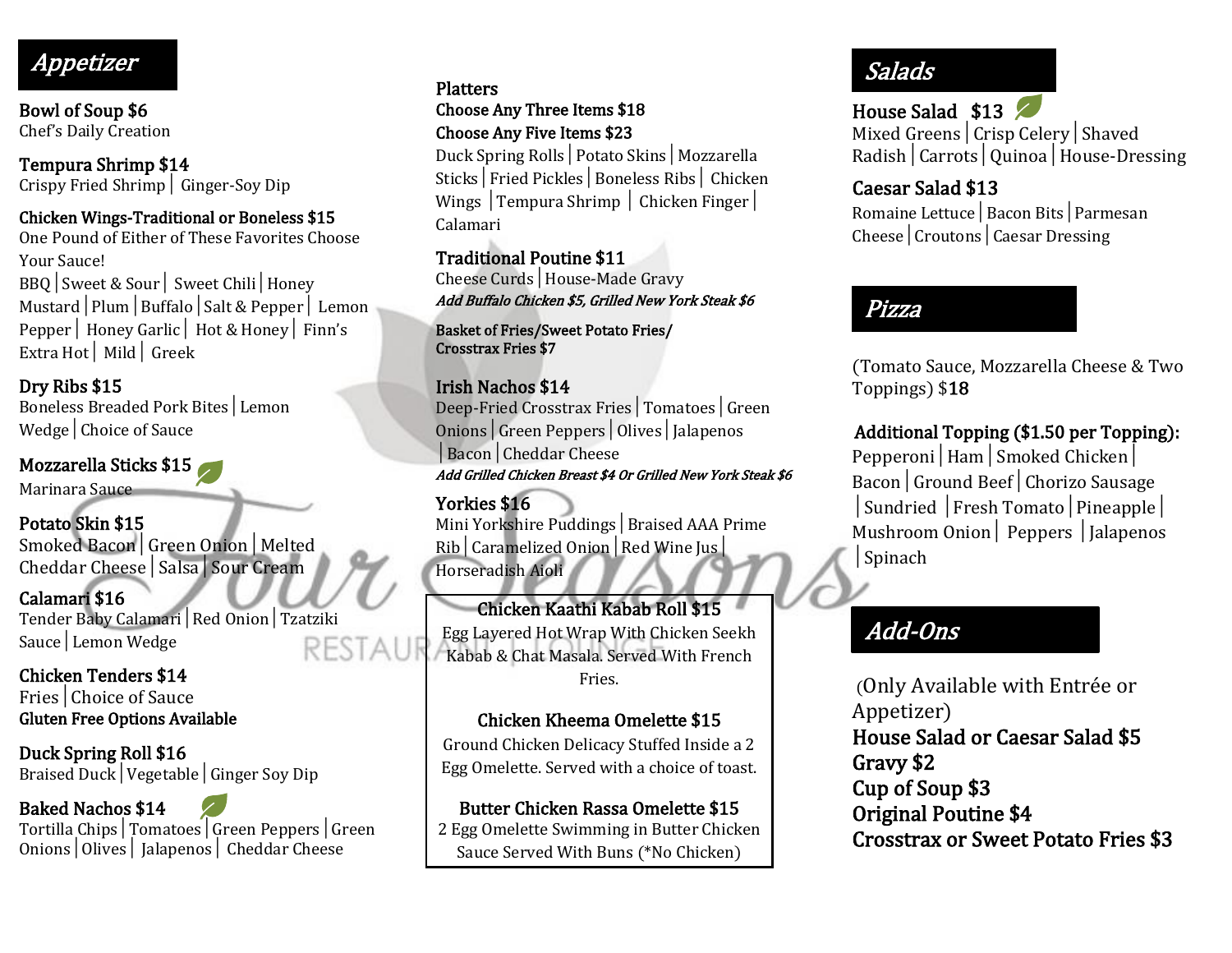## Appetizer

**Bowl of Soup $6**
Chef's Daily Creation

**Tempura Shrimp $14**
Crispy Fried Shrimp | Ginger-Soy Dip

**Chicken Wings-Traditional or Boneless $15**
One Pound of Either of These Favorites Choose Your Sauce!
BBQ | Sweet & Sour | Sweet Chili | Honey Mustard | Plum | Buffalo | Salt & Pepper | Lemon Pepper | Honey Garlic | Hot & Honey | Finn's Extra Hot | Mild | Greek

**Dry Ribs $15**
Boneless Breaded Pork Bites | Lemon Wedge | Choice of Sauce

**Mozzarella Sticks $15**
Marinara Sauce

**Potato Skin $15**
Smoked Bacon | Green Onion | Melted Cheddar Cheese | Salsa | Sour Cream

**Calamari $16**
Tender Baby Calamari | Red Onion | Tzatziki Sauce | Lemon Wedge

**Chicken Tenders $14**
Fries | Choice of Sauce
**Gluten Free Options Available**

**Duck Spring Roll $16**
Braised Duck | Vegetable | Ginger Soy Dip

**Baked Nachos $14**
Tortilla Chips | Tomatoes | Green Peppers | Green Onions | Olives | Jalapenos | Cheddar Cheese

**Platters**
**Choose Any Three Items $18**
**Choose Any Five Items $23**
Duck Spring Rolls | Potato Skins | Mozzarella Sticks | Fried Pickles | Boneless Ribs | Chicken Wings | Tempura Shrimp | Chicken Finger | Calamari

**Traditional Poutine $11**
Cheese Curds | House-Made Gravy
***Add Buffalo Chicken $5, Grilled New York Steak $6***

**Basket of Fries/Sweet Potato Fries/ Crosstrax Fries $7**

**Irish Nachos $14**
Deep-Fried Crosstrax Fries | Tomatoes | Green Onions | Green Peppers | Olives | Jalapenos | Bacon | Cheddar Cheese
***Add Grilled Chicken Breast $4 Or Grilled New York Steak $6***

**Yorkies $16**
Mini Yorkshire Puddings | Braised AAA Prime Rib | Caramelized Onion | Red Wine Jus | Horseradish Aioli

**Chicken Kaathi Kabab Roll $15**
Egg Layered Hot Wrap With Chicken Seekh Kabab & Chat Masala. Served With French Fries.

**Chicken Kheema Omelette $15**
Ground Chicken Delicacy Stuffed Inside a 2 Egg Omelette. Served with a choice of toast.

**Butter Chicken Rassa Omelette $15**
2 Egg Omelette Swimming in Butter Chicken Sauce Served With Buns (*No Chicken)

## Salads

**House Salad $13**
Mixed Greens | Crisp Celery | Shaved Radish | Carrots | Quinoa | House-Dressing

**Caesar Salad $13**
Romaine Lettuce | Bacon Bits | Parmesan Cheese | Croutons | Caesar Dressing

## Pizza

(Tomato Sauce, Mozzarella Cheese & Two Toppings) $18

**Additional Topping ($1.50 per Topping):**
Pepperoni | Ham | Smoked Chicken | Bacon | Ground Beef | Chorizo Sausage | Sundried | Fresh Tomato | Pineapple | Mushroom Onion | Peppers | Jalapenos | Spinach

## Add-Ons

(Only Available with Entrée or Appetizer)
**House Salad or Caesar Salad $5**
**Gravy $2**
**Cup of Soup $3**
**Original Poutine $4**
**Crosstrax or Sweet Potato Fries $3**